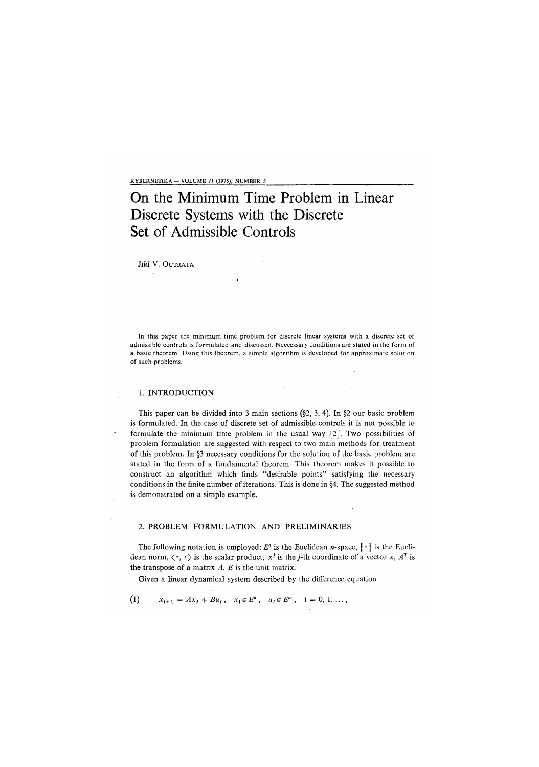# On the Minimum Time Problem in Linear Discrete Systems with the Discrete Set of Admissible Controls

JIŘÍ V. OUTRATA

In this paper the minimum time problem for discrete linear systems with a discrete set of admissible controls is formulated and discussed. Neccessary conditions are stated in the form of a basic theorem. Using this theorem, a simple algorithm is developed for approximate solution of such problems.

## 1. INTRODUCTION

This paper can be divided into 3 main sections (§2, 3, 4). In §2 our basic problem is formulated. In the case of discrete set of admissible controls it is not possible to formulate the minimum time problem in the usual way [2]. Two possibilities of problem formulation are suggested with respect to two main methods for treatment of this problem. In §3 necessary conditions for the solution of the basic problem are stated in the form of a fundamental theorem. This theorem makes it possible to construct an algorithm which finds "desirable points" satisfying the necessary conditions in the finite number of iterations. This is done in §4. The suggested method is demonstrated on a simple example.

## 2. PROBLEM FORMULATION AND PRELIMINARIES

The following notation is employed: $E^n$ is the Euclidean $n$-space, $\|\cdot\|$ is the Euclidean norm, $\langle \cdot, \cdot \rangle$ is the scalar product, $x^j$ is the $j$-th coordinate of a vector $x$, $A^T$ is the transpose of a matrix $A$, $E$ is the unit matrix.

Given a linear dynamical system described by the difference equation

$$(1) \qquad x_{i+1} = Ax_i + Bu_i\,, \quad x_i \in E^n\,, \quad u_i \in E^m\,, \quad i = 0, 1, \ldots,$$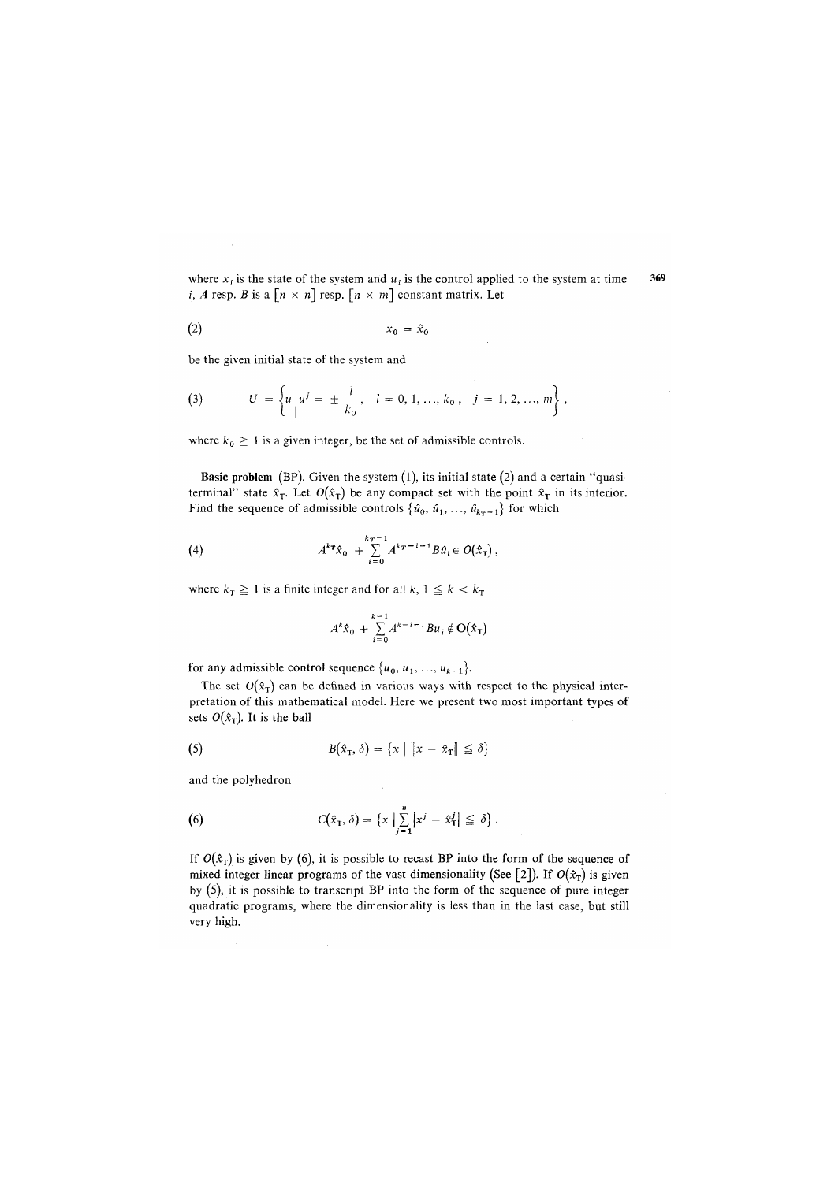where $x_i$ is the state of the system and $u_i$ is the control applied to the system at time $i$, $A$ resp. $B$ is a $[n \times n]$ resp. $[n \times m]$ constant matrix. Let

$$x_0 = \hat{x}_0 \tag{2}$$

be the given initial state of the system and

$$U = \left\{ u \,\middle|\, u^j = \pm \frac{l}{k_0}, \quad l = 0, 1, \ldots, k_0, \quad j = 1, 2, \ldots, m \right\}, \tag{3}$$

where $k_0 \geqq 1$ is a given integer, be the set of admissible controls.

**Basic problem** (BP). Given the system (1), its initial state (2) and a certain "quasi-terminal" state $\hat{x}_T$. Let $O(\hat{x}_T)$ be any compact set with the point $\hat{x}_T$ in its interior. Find the sequence of admissible controls $\{\hat{u}_0, \hat{u}_1, \ldots, \hat{u}_{k_T - 1}\}$ for which

$$A^{k_T}\hat{x}_0 + \sum_{i=0}^{k_T - 1} A^{k_T - i - 1} B\hat{u}_i \in O(\hat{x}_T), \tag{4}$$

where $k_T \geqq 1$ is a finite integer and for all $k$, $1 \leqq k < k_T$

$$A^k\hat{x}_0 + \sum_{i=0}^{k-1} A^{k-i-1} B u_i \notin O(\hat{x}_T)$$

for any admissible control sequence $\{u_0, u_1, \ldots, u_{k-1}\}$.

The set $O(\hat{x}_T)$ can be defined in various ways with respect to the physical interpretation of this mathematical model. Here we present two most important types of sets $O(\hat{x}_T)$. It is the ball

$$B(\hat{x}_T, \delta) = \{x \mid \|x - \hat{x}_T\| \leqq \delta\} \tag{5}$$

and the polyhedron

$$C(\hat{x}_T, \delta) = \{x \mid \sum_{j=1}^{n} |x^j - \hat{x}_T^j| \leqq \delta\}\,. \tag{6}$$

If $O(\hat{x}_T)$ is given by (6), it is possible to recast BP into the form of the sequence of mixed integer linear programs of the vast dimensionality (See [2]). If $O(\hat{x}_T)$ is given by (5), it is possible to transcript BP into the form of the sequence of pure integer quadratic programs, where the dimensionality is less than in the last case, but still very high.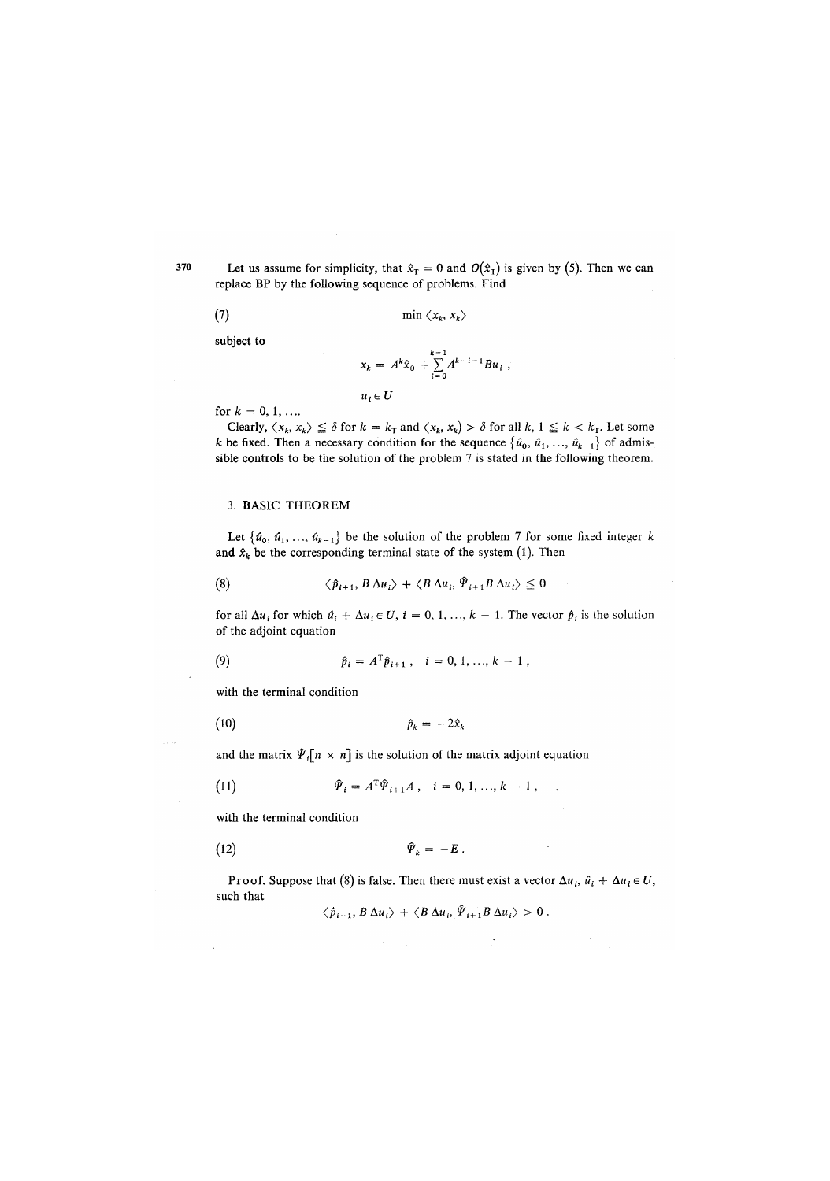Let us assume for simplicity, that $\hat{x}_T = 0$ and $O(\hat{x}_T)$ is given by (5). Then we can replace BP by the following sequence of problems. Find

$$\min \langle x_k, x_k \rangle \tag{7}$$

subject to

$$x_k = A^k \hat{x}_0 + \sum_{i=0}^{k-1} A^{k-i-1} B u_i ,$$

$$u_i \in U$$

for $k = 0, 1, \ldots$.

Clearly, $\langle x_k, x_k \rangle \leqq \delta$ for $k = k_T$ and $\langle x_k, x_k \rangle > \delta$ for all $k$, $1 \leqq k < k_T$. Let some $k$ be fixed. Then a necessary condition for the sequence $\{\hat{u}_0, \hat{u}_1, \ldots, \hat{u}_{k-1}\}$ of admissible controls to be the solution of the problem 7 is stated in the following theorem.

## 3. BASIC THEOREM

Let $\{\hat{u}_0, \hat{u}_1, \ldots, \hat{u}_{k-1}\}$ be the solution of the problem 7 for some fixed integer $k$ and $\hat{x}_k$ be the corresponding terminal state of the system (1). Then

$$\langle \hat{p}_{i+1}, B \,\Delta u_i \rangle + \langle B \,\Delta u_i, \hat{\Psi}_{i+1} B \,\Delta u_i \rangle \leqq 0 \tag{8}$$

for all $\Delta u_i$ for which $\hat{u}_i + \Delta u_i \in U$, $i = 0, 1, \ldots, k-1$. The vector $\hat{p}_i$ is the solution of the adjoint equation

$$\hat{p}_i = A^{\mathrm{T}} \hat{p}_{i+1} , \quad i = 0, 1, \ldots, k-1 , \tag{9}$$

with the terminal condition

$$\hat{p}_k = -2\hat{x}_k \tag{10}$$

and the matrix $\hat{\Psi}_i[n \times n]$ is the solution of the matrix adjoint equation

$$\hat{\Psi}_i = A^{\mathrm{T}} \hat{\Psi}_{i+1} A , \quad i = 0, 1, \ldots, k-1 , \tag{11}$$

with the terminal condition

$$\hat{\Psi}_k = -E . \tag{12}$$

**Proof.** Suppose that (8) is false. Then there must exist a vector $\Delta u_i$, $\hat{u}_i + \Delta u_i \in U$, such that

$$\langle \hat{p}_{i+1}, B \,\Delta u_i \rangle + \langle B \,\Delta u_i, \hat{\Psi}_{i+1} B \,\Delta u_i \rangle > 0 .$$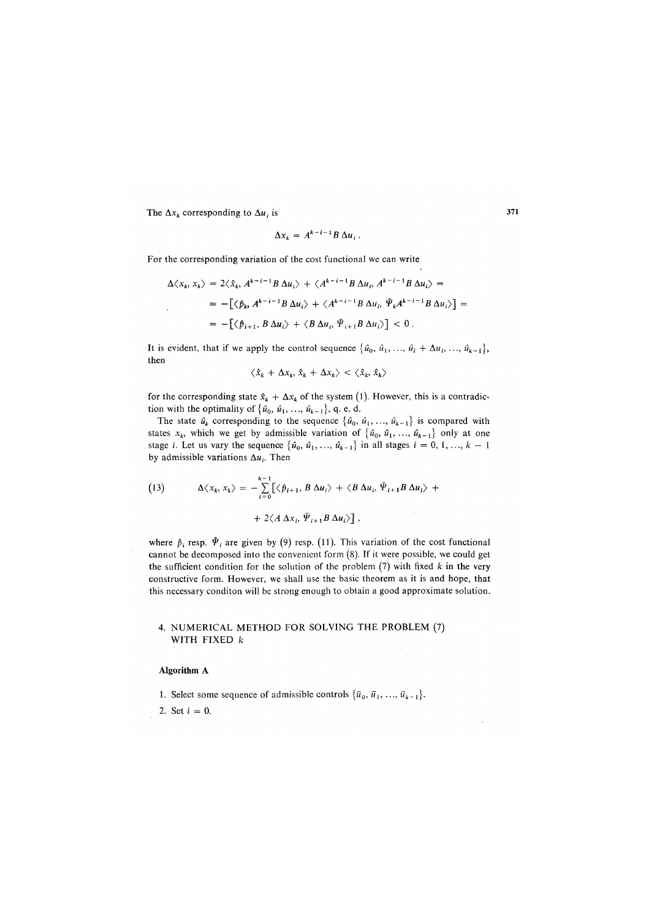The $\Delta x_k$ corresponding to $\Delta u_i$ is

$$\Delta x_k = A^{k-i-1} B \, \Delta u_i \, .$$

For the corresponding variation of the cost functional we can write

$$\begin{aligned}
\Delta\langle x_k, x_k\rangle &= 2\langle \hat{x}_k, A^{k-i-1} B \, \Delta u_i\rangle + \langle A^{k-i-1} B \, \Delta u_i, A^{k-i-1} B \, \Delta u_i\rangle = \\
&= -\left[\langle \hat{p}_k, A^{k-i-1} B \, \Delta u_i\rangle + \langle A^{k-i-1} B \, \Delta u_i, \hat{\Psi}_k A^{k-i-1} B \, \Delta u_i\rangle\right] = \\
&= -\left[\langle \hat{p}_{i+1}, B \, \Delta u_i\rangle + \langle B \, \Delta u_i, \hat{\Psi}_{i+1} B \, \Delta u_i\rangle\right] < 0 \, .
\end{aligned}$$

It is evident, that if we apply the control sequence $\{\hat{u}_0, \hat{u}_1, \ldots, \hat{u}_i + \Delta u_i, \ldots, \hat{u}_{k-1}\}$, then

$$\langle \hat{x}_k + \Delta x_k, \hat{x}_k + \Delta x_k\rangle < \langle \hat{x}_k, \hat{x}_k\rangle$$

for the corresponding state $\hat{x}_k + \Delta x_k$ of the system (1). However, this is a contradiction with the optimality of $\{\hat{u}_0, \hat{u}_1, \ldots, \hat{u}_{k-1}\}$, q. e. d.

The state $\hat{u}_k$ corresponding to the sequence $\{\hat{u}_0, \hat{u}_1, \ldots, \hat{u}_{k-1}\}$ is compared with states $x_k$, which we get by admissible variation of $\{\hat{u}_0, \hat{u}_1, \ldots, \hat{u}_{k-1}\}$ only at one stage $i$. Let us vary the sequence $\{\hat{u}_0, \hat{u}_1, \ldots, \hat{u}_{k-1}\}$ in all stages $i = 0, 1, \ldots, k-1$ by admissible variations $\Delta u_i$. Then

$$\Delta\langle x_k, x_k\rangle = -\sum_{i=0}^{k-1}\left[\langle \hat{p}_{i+1}, B \, \Delta u_i\rangle + \langle B \, \Delta u_i, \hat{\Psi}_{i+1} B \, \Delta u_i\rangle + 2\langle A \, \Delta x_i, \hat{\Psi}_{i+1} B \, \Delta u_i\rangle\right], \tag{13}$$

where $\hat{p}_i$ resp. $\hat{\Psi}_i$ are given by (9) resp. (11). This variation of the cost functional cannot be decomposed into the convenient form (8). If it were possible, we could get the sufficient condition for the solution of the problem (7) with fixed $k$ in the very constructive form. However, we shall use the basic theorem as it is and hope, that this necessary conditon will be strong enough to obtain a good approximate solution.

## 4. NUMERICAL METHOD FOR SOLVING THE PROBLEM (7) WITH FIXED $k$

**Algorithm A**

1. Select some sequence of admissible controls $\{\bar{u}_0, \bar{u}_1, \ldots, \bar{u}_{k-1}\}$.
2. Set $i = 0$.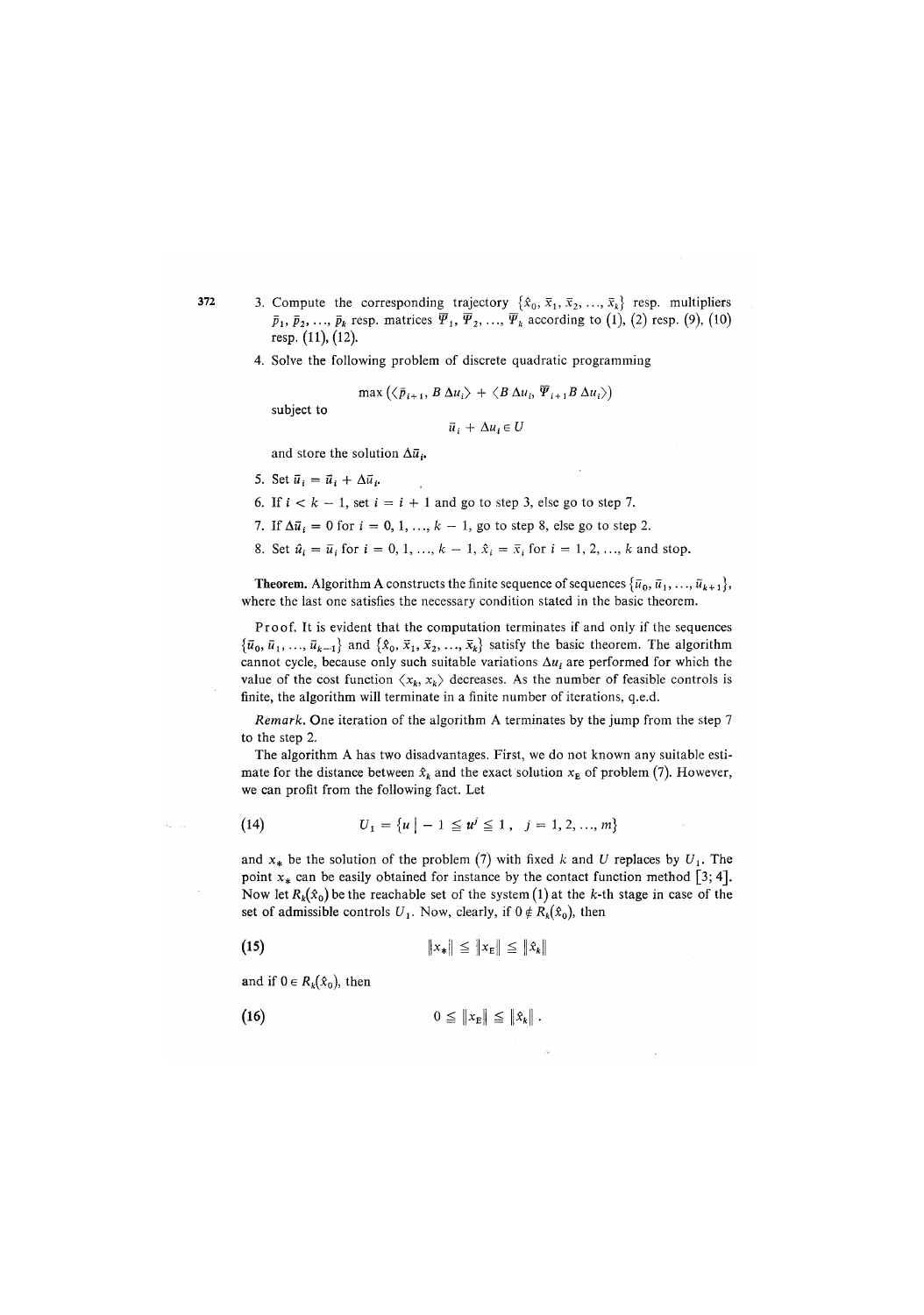3. Compute the corresponding trajectory $\{\hat{x}_0, \bar{x}_1, \bar{x}_2, \ldots, \bar{x}_k\}$ resp. multipliers $\bar{p}_1, \bar{p}_2, \ldots, \bar{p}_k$ resp. matrices $\bar{\Psi}_1, \bar{\Psi}_2, \ldots, \bar{\Psi}_k$ according to (1), (2) resp. (9), (10) resp. (11), (12).

4. Solve the following problem of discrete quadratic programming

$$\max \left( \langle \bar{p}_{i+1}, B\, \Delta u_i \rangle + \langle B\, \Delta u_i, \bar{\Psi}_{i+1} B\, \Delta u_i \rangle \right)$$

subject to

$$\bar{u}_i + \Delta u_i \in U$$

and store the solution $\Delta \bar{u}_i$.

5. Set $\bar{u}_i = \bar{u}_i + \Delta \bar{u}_i$.

6. If $i < k - 1$, set $i = i + 1$ and go to step 3, else go to step 7.

7. If $\Delta \bar{u}_i = 0$ for $i = 0, 1, \ldots, k - 1$, go to step 8, else go to step 2.

8. Set $\hat{u}_i = \bar{u}_i$ for $i = 0, 1, \ldots, k - 1$, $\hat{x}_i = \bar{x}_i$ for $i = 1, 2, \ldots, k$ and stop.

**Theorem.** Algorithm A constructs the finite sequence of sequences $\{\bar{u}_0, \bar{u}_1, \ldots, \bar{u}_{k+1}\}$, where the last one satisfies the necessary condition stated in the basic theorem.

Proof. It is evident that the computation terminates if and only if the sequences $\{\bar{u}_0, \bar{u}_1, \ldots, \bar{u}_{k-1}\}$ and $\{\hat{x}_0, \bar{x}_1, \bar{x}_2, \ldots, \bar{x}_k\}$ satisfy the basic theorem. The algorithm cannot cycle, because only such suitable variations $\Delta u_i$ are performed for which the value of the cost function $\langle x_k, x_k \rangle$ decreases. As the number of feasible controls is finite, the algorithm will terminate in a finite number of iterations, q.e.d.

*Remark.* One iteration of the algorithm A terminates by the jump from the step 7 to the step 2.

The algorithm A has two disadvantages. First, we do not known any suitable estimate for the distance between $\hat{x}_k$ and the exact solution $x_E$ of problem (7). However, we can profit from the following fact. Let

$$U_1 = \{u \mid -1 \leq u^j \leq 1\,, \;\; j = 1, 2, \ldots, m\} \tag{14}$$

and $x_*$ be the solution of the problem (7) with fixed $k$ and $U$ replaces by $U_1$. The point $x_*$ can be easily obtained for instance by the contact function method [3; 4]. Now let $R_k(\hat{x}_0)$ be the reachable set of the system (1) at the $k$-th stage in case of the set of admissible controls $U_1$. Now, clearly, if $0 \notin R_k(\hat{x}_0)$, then

$$\|x_*\| \leq \|x_E\| \leq \|\hat{x}_k\| \tag{15}$$

and if $0 \in R_k(\hat{x}_0)$, then

$$0 \leq \|x_E\| \leq \|\hat{x}_k\|\,. \tag{16}$$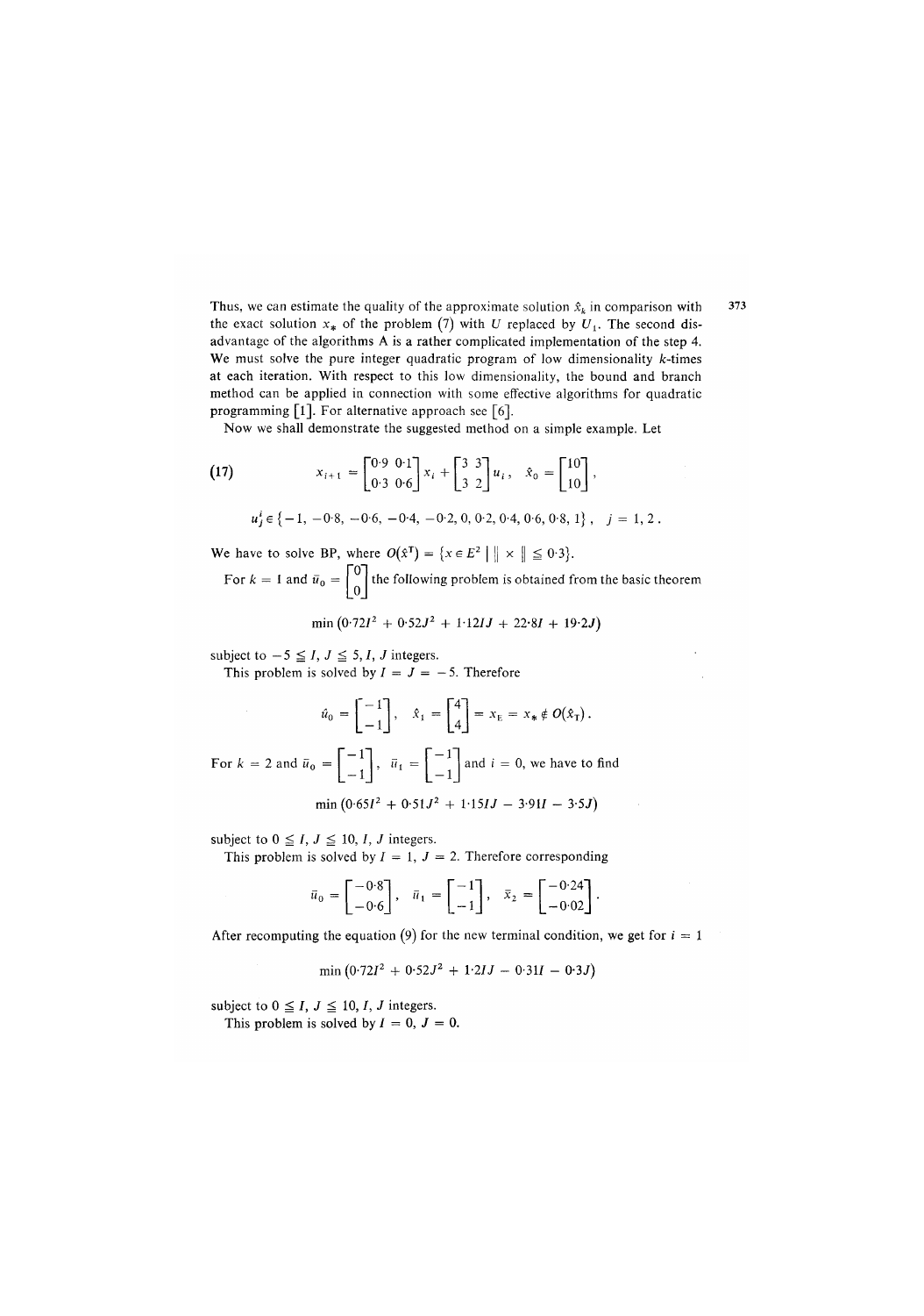Thus, we can estimate the quality of the approximate solution $\hat{x}_k$ in comparison with the exact solution $x_*$ of the problem (7) with $U$ replaced by $U_1$. The second disadvantage of the algorithms A is a rather complicated implementation of the step 4. We must solve the pure integer quadratic program of low dimensionality $k$-times at each iteration. With respect to this low dimensionality, the bound and branch method can be applied in connection with some effective algorithms for quadratic programming [1]. For alternative approach see [6].

Now we shall demonstrate the suggested method on a simple example. Let

$$
x_{i+1} = \begin{bmatrix} 0{\cdot}9 & 0{\cdot}1 \\ 0{\cdot}3 & 0{\cdot}6 \end{bmatrix} x_i + \begin{bmatrix} 3 & 3 \\ 3 & 2 \end{bmatrix} u_i \,, \quad \hat{x}_0 = \begin{bmatrix} 10 \\ 10 \end{bmatrix} , \tag{17}
$$

$$
u_j^i \in \{-1, -0{\cdot}8, -0{\cdot}6, -0{\cdot}4, -0{\cdot}2, 0, 0{\cdot}2, 0{\cdot}4, 0{\cdot}6, 0{\cdot}8, 1\} \,, \quad j = 1, 2 \,.
$$

We have to solve BP, where $O(\hat{x}^T) = \{x \in E^2 \mid \| x \| \leqq 0{\cdot}3\}$.

For $k = 1$ and $\bar{u}_0 = \begin{bmatrix} 0 \\ 0 \end{bmatrix}$ the following problem is obtained from the basic theorem

$$
\min \left(0{\cdot}72 I^2 + 0{\cdot}52 J^2 + 1{\cdot}12 IJ + 22{\cdot}8 I + 19{\cdot}2 J\right)
$$

subject to $-5 \leqq I, J \leqq 5$, $I, J$ integers.

This problem is solved by $I = J = -5$. Therefore

$$
\hat{u}_0 = \begin{bmatrix} -1 \\ -1 \end{bmatrix} , \quad \hat{x}_1 = \begin{bmatrix} 4 \\ 4 \end{bmatrix} = x_E = x_* \notin O(\hat{x}_T) \,.
$$

For $k = 2$ and $\bar{u}_0 = \begin{bmatrix} -1 \\ -1 \end{bmatrix}$, $\bar{u}_1 = \begin{bmatrix} -1 \\ -1 \end{bmatrix}$ and $i = 0$, we have to find

$$
\min \left(0{\cdot}65 I^2 + 0{\cdot}51 J^2 + 1{\cdot}15 IJ - 3{\cdot}91 I - 3{\cdot}5 J\right)
$$

subject to $0 \leqq I, J \leqq 10$, $I, J$ integers.

This problem is solved by $I = 1$, $J = 2$. Therefore corresponding

$$
\bar{u}_0 = \begin{bmatrix} -0{\cdot}8 \\ -0{\cdot}6 \end{bmatrix} , \quad \bar{u}_1 = \begin{bmatrix} -1 \\ -1 \end{bmatrix} , \quad \bar{x}_2 = \begin{bmatrix} -0{\cdot}24 \\ -0{\cdot}02 \end{bmatrix} .
$$

After recomputing the equation (9) for the new terminal condition, we get for $i = 1$

$$
\min \left(0{\cdot}72 I^2 + 0{\cdot}52 J^2 + 1{\cdot}2 IJ - 0{\cdot}31 I - 0{\cdot}3 J\right)
$$

subject to $0 \leqq I, J \leqq 10$, $I, J$ integers.

This problem is solved by $I = 0$, $J = 0$.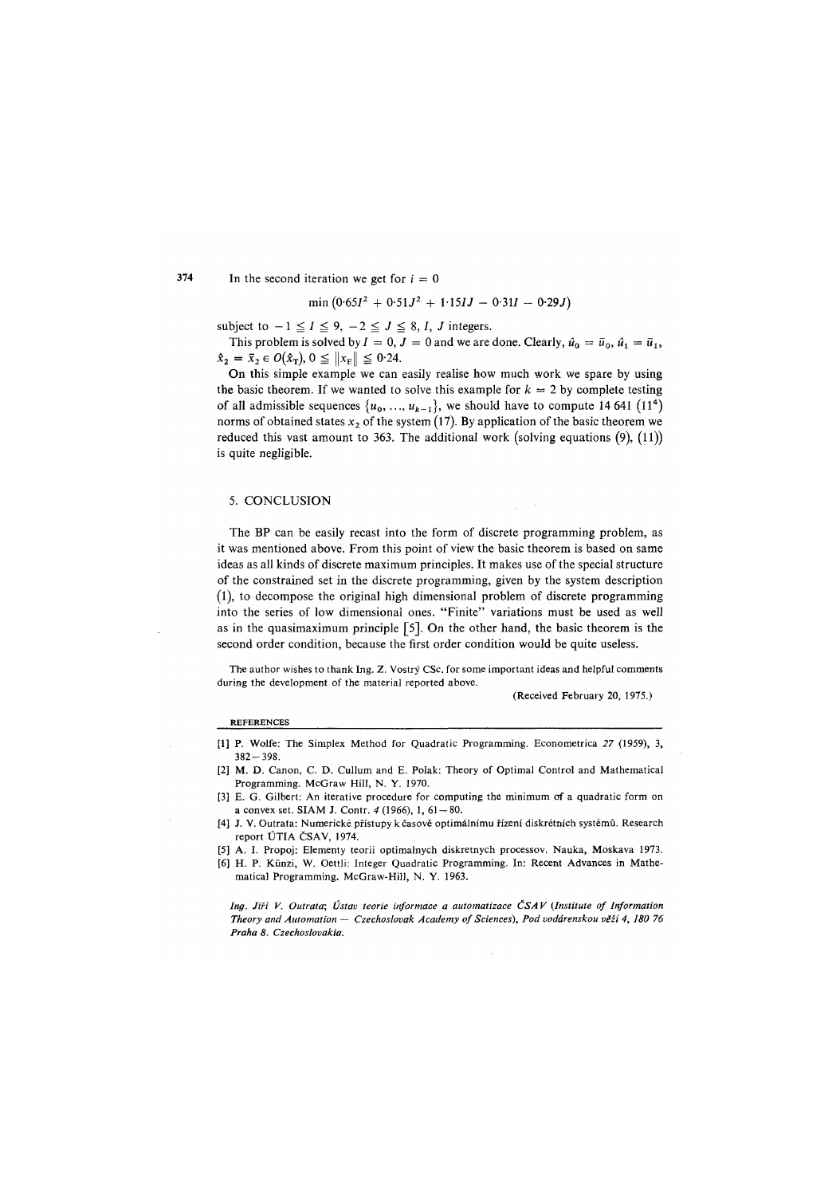In the second iteration we get for $i = 0$

$$\min \left(0{\cdot}65I^2 + 0{\cdot}51J^2 + 1{\cdot}15IJ - 0{\cdot}31I - 0{\cdot}29J\right)$$

subject to $-1 \leq I \leq 9$, $-2 \leq J \leq 8$, $I$, $J$ integers.

This problem is solved by $I = 0$, $J = 0$ and we are done. Clearly, $\hat{u}_0 = \bar{u}_0$, $\hat{u}_1 = \bar{u}_1$, $\hat{x}_2 = \bar{x}_2 \in O(\hat{x}_T)$, $0 \leq \|x_E\| \leq 0{\cdot}24$.

On this simple example we can easily realise how much work we spare by using the basic theorem. If we wanted to solve this example for $k = 2$ by complete testing of all admissible sequences $\{u_0, \ldots, u_{k-1}\}$, we should have to compute 14 641 ($11^4$) norms of obtained states $x_2$ of the system (17). By application of the basic theorem we reduced this vast amount to 363. The additional work (solving equations (9), (11)) is quite negligible.

## 5. CONCLUSION

The BP can be easily recast into the form of discrete programming problem, as it was mentioned above. From this point of view the basic theorem is based on same ideas as all kinds of discrete maximum principles. It makes use of the special structure of the constrained set in the discrete programming, given by the system description (1), to decompose the original high dimensional problem of discrete programming into the series of low dimensional ones. "Finite" variations must be used as well as in the quasimaximum principle [5]. On the other hand, the basic theorem is the second order condition, because the first order condition would be quite useless.

The author wishes to thank Ing. Z. Vostrý CSc. for some important ideas and helpful comments during the development of the material reported above.

(Received February 20, 1975.)

### REFERENCES

[1] P. Wolfe: The Simplex Method for Quadratic Programming. Econometrica *27* (1959), 3, 382–398.

[2] M. D. Canon, C. D. Cullum and E. Polak: Theory of Optimal Control and Mathematical Programming. McGraw Hill, N. Y. 1970.

[3] E. G. Gilbert: An iterative procedure for computing the minimum of a quadratic form on a convex set. SIAM J. Contr. *4* (1966), 1, 61–80.

[4] J. V. Outrata: Numerické přístupy k časově optimálnímu řízení diskrétních systémů. Research report ÚTIA ČSAV, 1974.

[5] A. I. Propoj: Elementy teorii optimalnych diskretnych processov. Nauka, Moskava 1973.

[6] H. P. Künzi, W. Oettli: Integer Quadratic Programming. In: Recent Advances in Mathematical Programming. McGraw-Hill, N. Y. 1963.

*Ing. Jiří V. Outrata; Ústav teorie informace a automatizace ČSAV (Institute of Information Theory and Automation — Czechoslovak Academy of Sciences), Pod vodárenskou věží 4, 180 76 Praha 8. Czechoslovakia.*